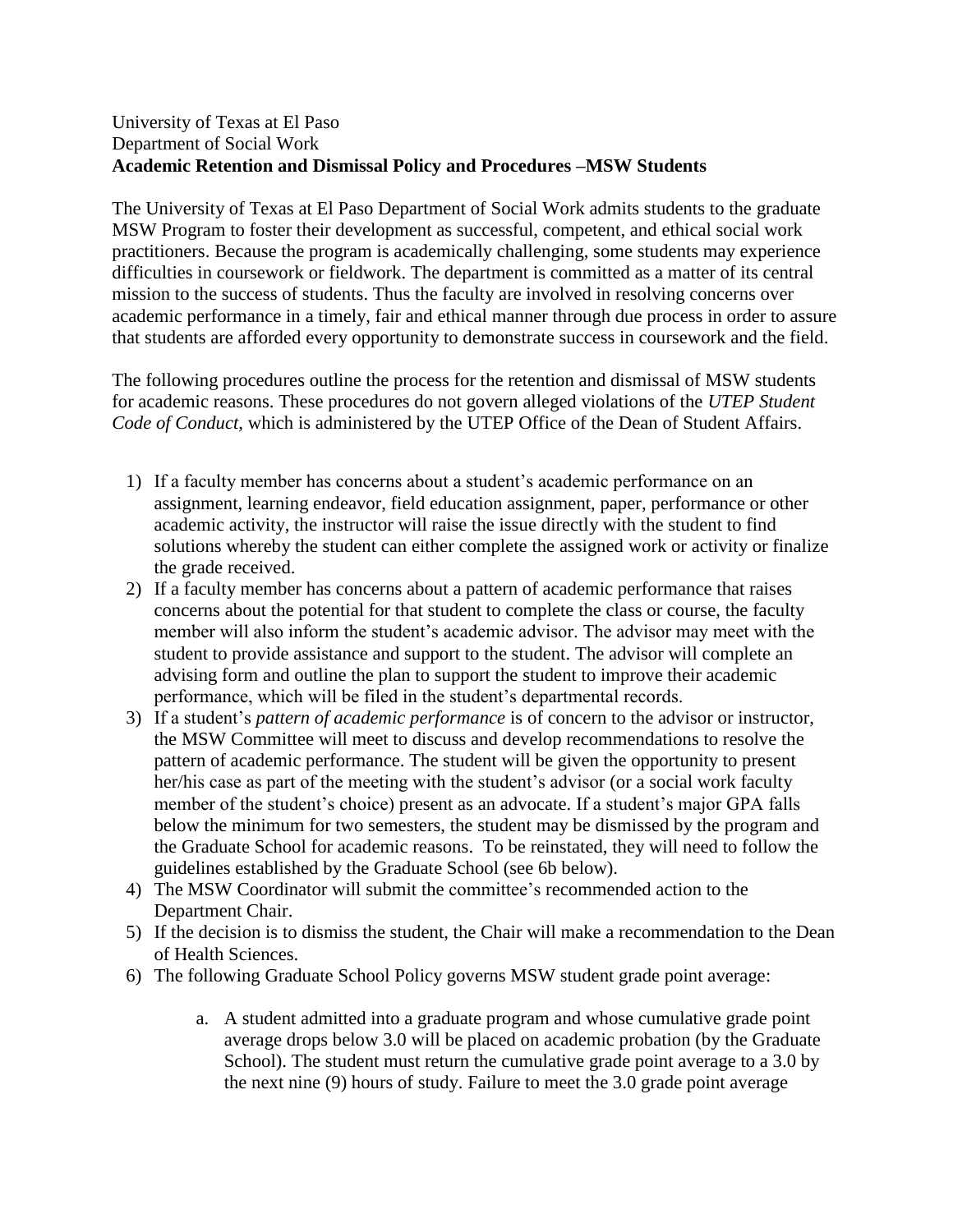University of Texas at El Paso
Department of Social Work
**Academic Retention and Dismissal Policy and Procedures –MSW Students**

The University of Texas at El Paso Department of Social Work admits students to the graduate MSW Program to foster their development as successful, competent, and ethical social work practitioners. Because the program is academically challenging, some students may experience difficulties in coursework or fieldwork. The department is committed as a matter of its central mission to the success of students. Thus the faculty are involved in resolving concerns over academic performance in a timely, fair and ethical manner through due process in order to assure that students are afforded every opportunity to demonstrate success in coursework and the field.

The following procedures outline the process for the retention and dismissal of MSW students for academic reasons. These procedures do not govern alleged violations of the *UTEP Student Code of Conduct*, which is administered by the UTEP Office of the Dean of Student Affairs.

1) If a faculty member has concerns about a student's academic performance on an assignment, learning endeavor, field education assignment, paper, performance or other academic activity, the instructor will raise the issue directly with the student to find solutions whereby the student can either complete the assigned work or activity or finalize the grade received.
2) If a faculty member has concerns about a pattern of academic performance that raises concerns about the potential for that student to complete the class or course, the faculty member will also inform the student's academic advisor. The advisor may meet with the student to provide assistance and support to the student. The advisor will complete an advising form and outline the plan to support the student to improve their academic performance, which will be filed in the student's departmental records.
3) If a student's *pattern of academic performance* is of concern to the advisor or instructor, the MSW Committee will meet to discuss and develop recommendations to resolve the pattern of academic performance. The student will be given the opportunity to present her/his case as part of the meeting with the student's advisor (or a social work faculty member of the student's choice) present as an advocate. If a student's major GPA falls below the minimum for two semesters, the student may be dismissed by the program and the Graduate School for academic reasons. To be reinstated, they will need to follow the guidelines established by the Graduate School (see 6b below).
4) The MSW Coordinator will submit the committee's recommended action to the Department Chair.
5) If the decision is to dismiss the student, the Chair will make a recommendation to the Dean of Health Sciences.
6) The following Graduate School Policy governs MSW student grade point average:

    a. A student admitted into a graduate program and whose cumulative grade point average drops below 3.0 will be placed on academic probation (by the Graduate School). The student must return the cumulative grade point average to a 3.0 by the next nine (9) hours of study. Failure to meet the 3.0 grade point average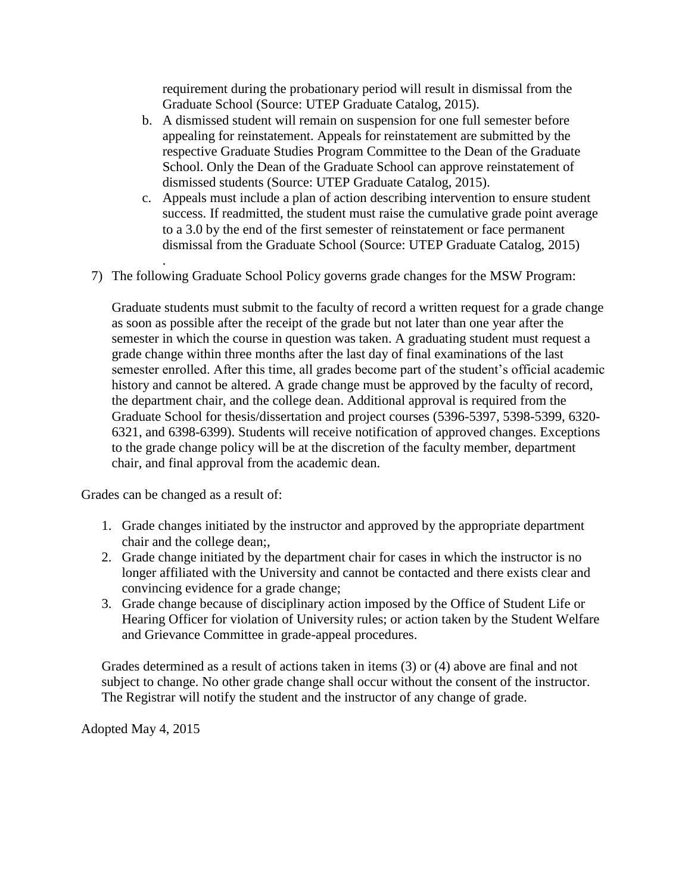requirement during the probationary period will result in dismissal from the Graduate School (Source: UTEP Graduate Catalog, 2015).

b. A dismissed student will remain on suspension for one full semester before appealing for reinstatement. Appeals for reinstatement are submitted by the respective Graduate Studies Program Committee to the Dean of the Graduate School. Only the Dean of the Graduate School can approve reinstatement of dismissed students (Source: UTEP Graduate Catalog, 2015).
c. Appeals must include a plan of action describing intervention to ensure student success. If readmitted, the student must raise the cumulative grade point average to a 3.0 by the end of the first semester of reinstatement or face permanent dismissal from the Graduate School (Source: UTEP Graduate Catalog, 2015)

.

7) The following Graduate School Policy governs grade changes for the MSW Program:

Graduate students must submit to the faculty of record a written request for a grade change as soon as possible after the receipt of the grade but not later than one year after the semester in which the course in question was taken. A graduating student must request a grade change within three months after the last day of final examinations of the last semester enrolled. After this time, all grades become part of the student's official academic history and cannot be altered. A grade change must be approved by the faculty of record, the department chair, and the college dean. Additional approval is required from the Graduate School for thesis/dissertation and project courses (5396-5397, 5398-5399, 6320-6321, and 6398-6399). Students will receive notification of approved changes. Exceptions to the grade change policy will be at the discretion of the faculty member, department chair, and final approval from the academic dean.

Grades can be changed as a result of:

1. Grade changes initiated by the instructor and approved by the appropriate department chair and the college dean;,
2. Grade change initiated by the department chair for cases in which the instructor is no longer affiliated with the University and cannot be contacted and there exists clear and convincing evidence for a grade change;
3. Grade change because of disciplinary action imposed by the Office of Student Life or Hearing Officer for violation of University rules; or action taken by the Student Welfare and Grievance Committee in grade-appeal procedures.

Grades determined as a result of actions taken in items (3) or (4) above are final and not subject to change. No other grade change shall occur without the consent of the instructor. The Registrar will notify the student and the instructor of any change of grade.

Adopted May 4, 2015